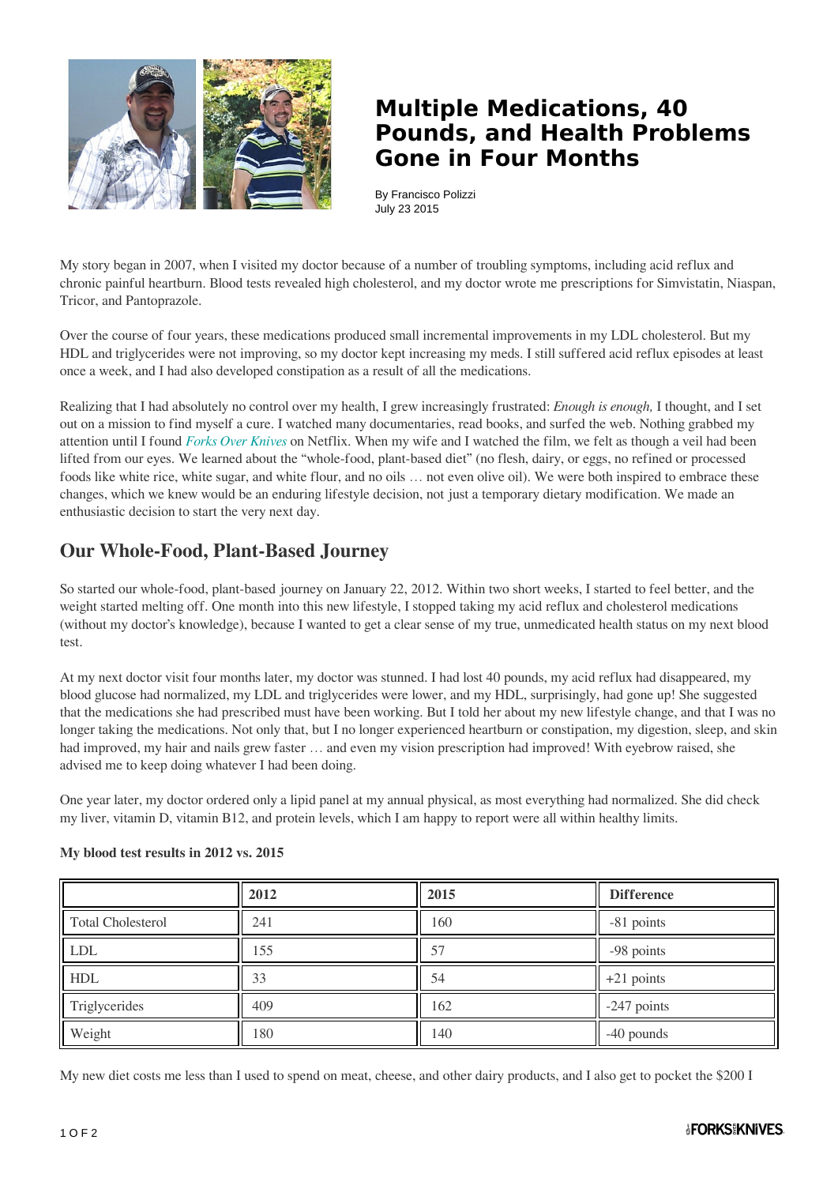# Multiple Medications, 40 Pounds, and Health Problems Gone in Four Months

By Francisco Polizzi
July 23 2015

My story began in 2007, when I visited my doctor because of a number of troubling symptoms, including acid reflux and chronic painful heartburn. Blood tests revealed high cholesterol, and my doctor wrote me prescriptions for Simvistatin, Niaspan, Tricor, and Pantoprazole.

Over the course of four years, these medications produced small incremental improvements in my LDL cholesterol. But my HDL and triglycerides were not improving, so my doctor kept increasing my meds. I still suffered acid reflux episodes at least once a week, and I had also developed constipation as a result of all the medications.

Realizing that I had absolutely no control over my health, I grew increasingly frustrated: *Enough is enough,* I thought, and I set out on a mission to find myself a cure. I watched many documentaries, read books, and surfed the web. Nothing grabbed my attention until I found *Forks Over Knives* on Netflix. When my wife and I watched the film, we felt as though a veil had been lifted from our eyes. We learned about the "whole-food, plant-based diet" (no flesh, dairy, or eggs, no refined or processed foods like white rice, white sugar, and white flour, and no oils … not even olive oil). We were both inspired to embrace these changes, which we knew would be an enduring lifestyle decision, not just a temporary dietary modification. We made an enthusiastic decision to start the very next day.

## Our Whole-Food, Plant-Based Journey

So started our whole-food, plant-based journey on January 22, 2012. Within two short weeks, I started to feel better, and the weight started melting off. One month into this new lifestyle, I stopped taking my acid reflux and cholesterol medications (without my doctor's knowledge), because I wanted to get a clear sense of my true, unmedicated health status on my next blood test.

At my next doctor visit four months later, my doctor was stunned. I had lost 40 pounds, my acid reflux had disappeared, my blood glucose had normalized, my LDL and triglycerides were lower, and my HDL, surprisingly, had gone up! She suggested that the medications she had prescribed must have been working. But I told her about my new lifestyle change, and that I was no longer taking the medications. Not only that, but I no longer experienced heartburn or constipation, my digestion, sleep, and skin had improved, my hair and nails grew faster … and even my vision prescription had improved! With eyebrow raised, she advised me to keep doing whatever I had been doing.

One year later, my doctor ordered only a lipid panel at my annual physical, as most everything had normalized. She did check my liver, vitamin D, vitamin B12, and protein levels, which I am happy to report were all within healthy limits.

**My blood test results in 2012 vs. 2015**

| | 2012 | 2015 | Difference |
|---|---|---|---|
| Total Cholesterol | 241 | 160 | -81 points |
| LDL | 155 | 57 | -98 points |
| HDL | 33 | 54 | +21 points |
| Triglycerides | 409 | 162 | -247 points |
| Weight | 180 | 140 | -40 pounds |

My new diet costs me less than I used to spend on meat, cheese, and other dairy products, and I also get to pocket the $200 I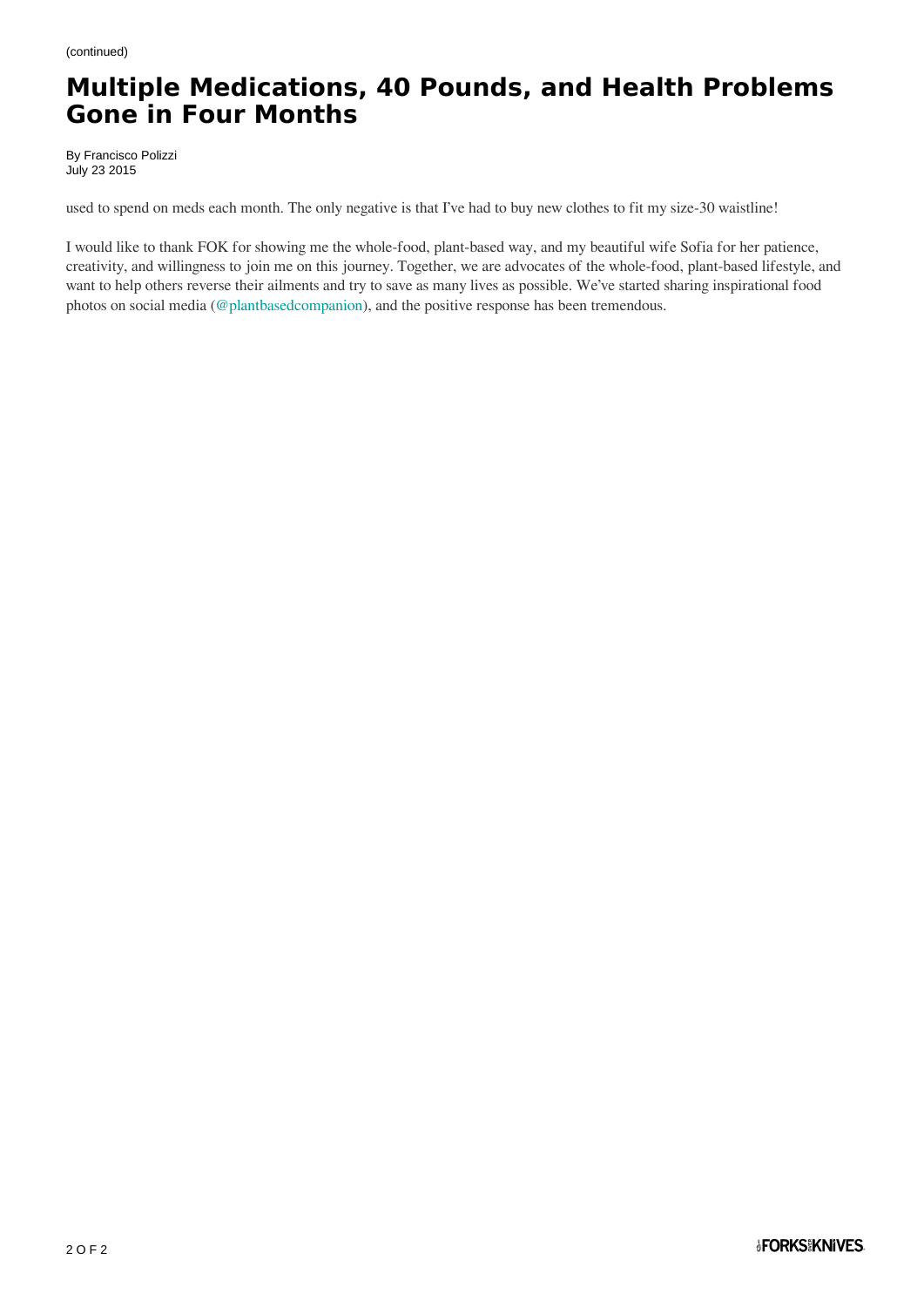(continued)

# Multiple Medications, 40 Pounds, and Health Problems Gone in Four Months

By Francisco Polizzi
July 23 2015

used to spend on meds each month. The only negative is that I've had to buy new clothes to fit my size-30 waistline!

I would like to thank FOK for showing me the whole-food, plant-based way, and my beautiful wife Sofia for her patience, creativity, and willingness to join me on this journey. Together, we are advocates of the whole-food, plant-based lifestyle, and want to help others reverse their ailments and try to save as many lives as possible. We've started sharing inspirational food photos on social media (@plantbasedcompanion), and the positive response has been tremendous.